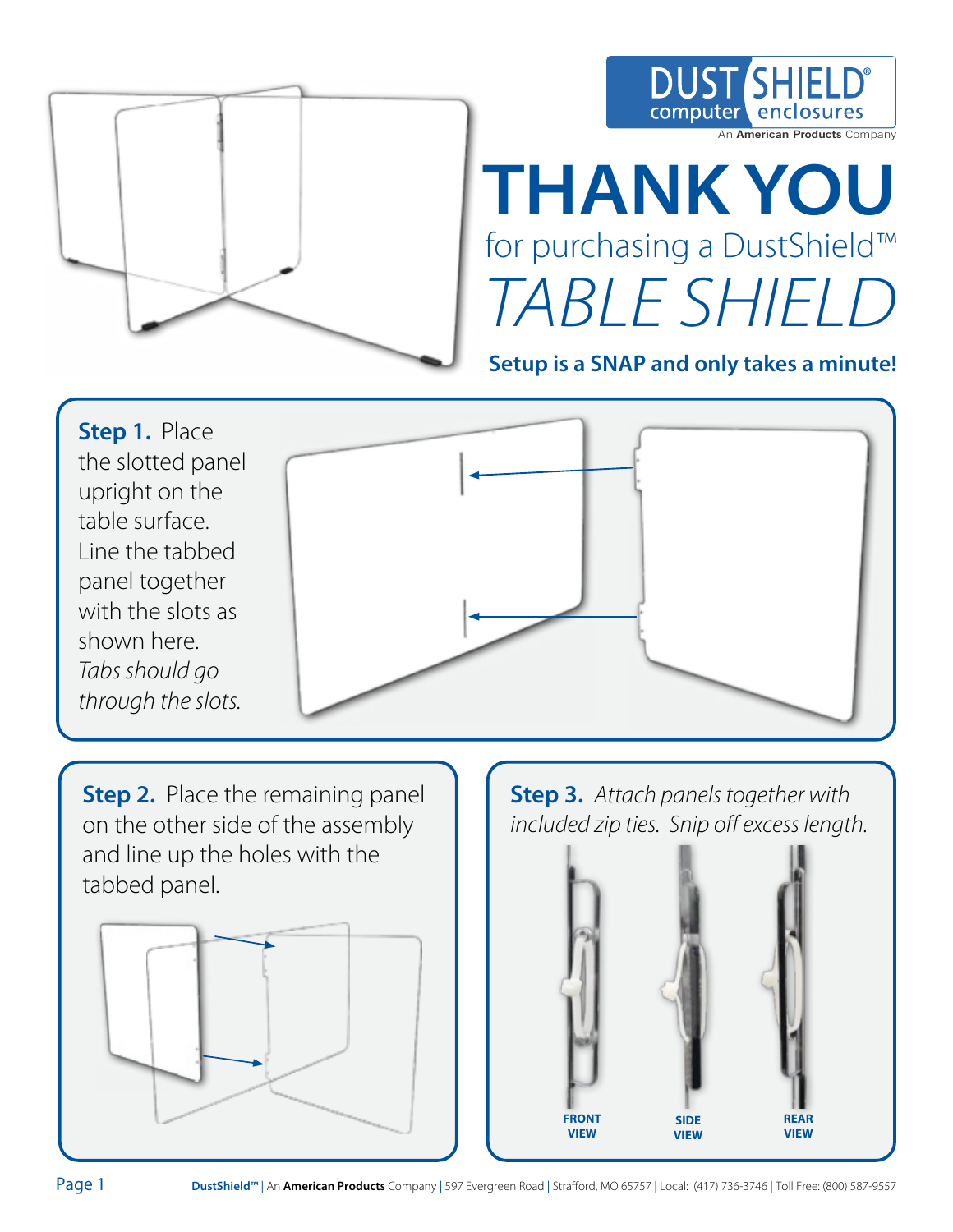DUSTSHIELD® computer enclosures

An **American Products** Company

# THANK YOU

for purchasing a DustShield™

*TABLE SHIELD*

**Setup is a SNAP and only takes a minute!**

**Step 1.** Place the slotted panel upright on the table surface. Line the tabbed panel together with the slots as shown here. *Tabs should go through the slots.*

**Step 2.** Place the remaining panel on the other side of the assembly and line up the holes with the tabbed panel.

**Step 3.** *Attach panels together with included zip ties. Snip off excess length.*

FRONT VIEW

SIDE VIEW

REAR VIEW

**DustShield™** | An **American Products** Company | 597 Evergreen Road | Strafford, MO 65757 | Local: (417) 736-3746 | Toll Free: (800) 587-9557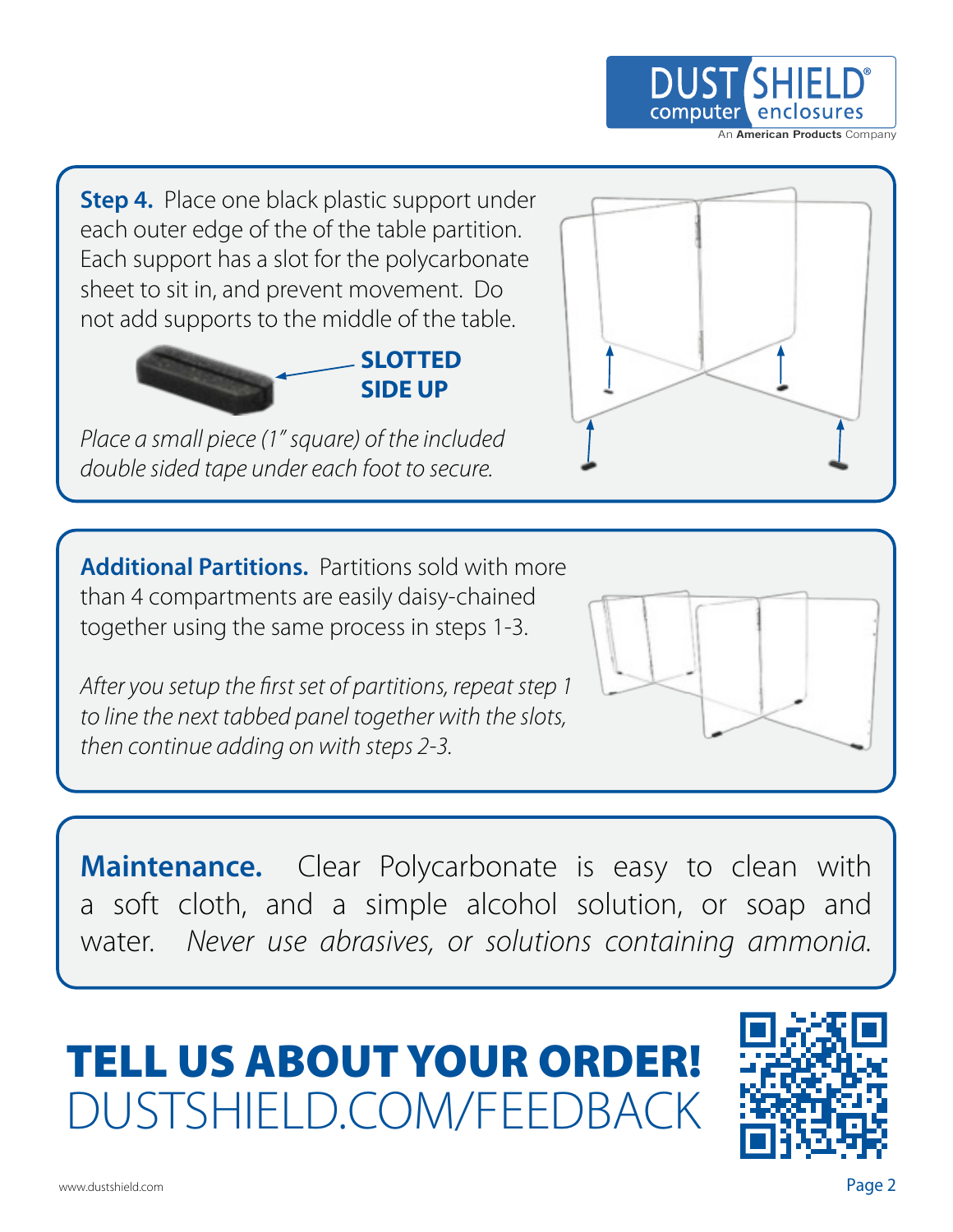**Step 4.** Place one black plastic support under each outer edge of the of the table partition. Each support has a slot for the polycarbonate sheet to sit in, and prevent movement. Do not add supports to the middle of the table.

**SLOTTED SIDE UP**

*Place a small piece (1" square) of the included double sided tape under each foot to secure.*

**Additional Partitions.** Partitions sold with more than 4 compartments are easily daisy-chained together using the same process in steps 1-3.

*After you setup the first set of partitions, repeat step 1 to line the next tabbed panel together with the slots, then continue adding on with steps 2-3.*

**Maintenance.** Clear Polycarbonate is easy to clean with a soft cloth, and a simple alcohol solution, or soap and water. *Never use abrasives, or solutions containing ammonia.*

# TELL US ABOUT YOUR ORDER!

DUSTSHIELD.COM/FEEDBACK